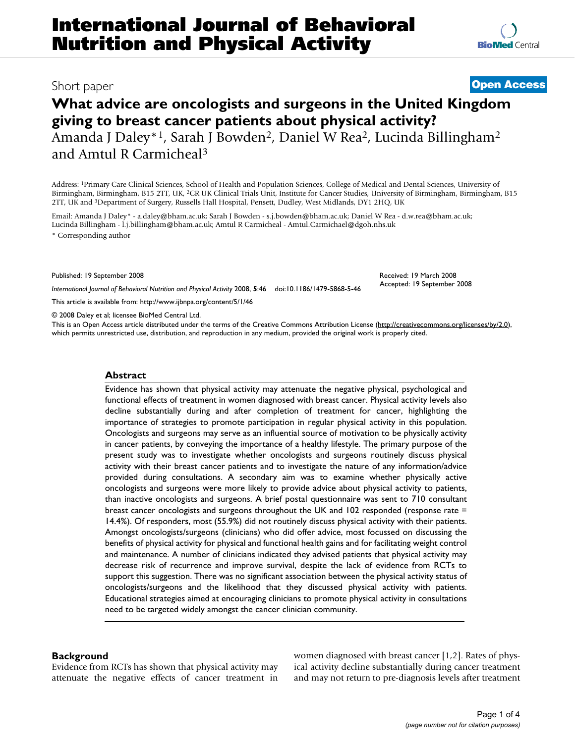# International Journal of Behavioral Nutrition and Physical Activity

Short paper **Open Access**

# What advice are oncologists and surgeons in the United Kingdom giving to breast cancer patients about physical activity?

Amanda J Daley*[1], Sarah J Bowden[2], Daniel W Rea[2], Lucinda Billingham[2] and Amtul R Carmicheal[3]

Address: [1]Primary Care Clinical Sciences, School of Health and Population Sciences, College of Medical and Dental Sciences, University of Birmingham, Birmingham, B15 2TT, UK, [2]CR UK Clinical Trials Unit, Institute for Cancer Studies, University of Birmingham, Birmingham, B15 2TT, UK and [3]Department of Surgery, Russells Hall Hospital, Pensett, Dudley, West Midlands, DY1 2HQ, UK

Email: Amanda J Daley* - a.daley@bham.ac.uk; Sarah J Bowden - s.j.bowden@bham.ac.uk; Daniel W Rea - d.w.rea@bham.ac.uk; Lucinda Billingham - l.j.billingham@bham.ac.uk; Amtul R Carmicheal - Amtul.Carmichael@dgoh.nhs.uk

* Corresponding author

Published: 19 September 2008

*International Journal of Behavioral Nutrition and Physical Activity* 2008, **5**:46 doi:10.1186/1479-5868-5-46

Received: 19 March 2008
Accepted: 19 September 2008

This article is available from: http://www.ijbnpa.org/content/5/1/46

© 2008 Daley et al; licensee BioMed Central Ltd.

This is an Open Access article distributed under the terms of the Creative Commons Attribution License (http://creativecommons.org/licenses/by/2.0), which permits unrestricted use, distribution, and reproduction in any medium, provided the original work is properly cited.

## Abstract

Evidence has shown that physical activity may attenuate the negative physical, psychological and functional effects of treatment in women diagnosed with breast cancer. Physical activity levels also decline substantially during and after completion of treatment for cancer, highlighting the importance of strategies to promote participation in regular physical activity in this population. Oncologists and surgeons may serve as an influential source of motivation to be physically activity in cancer patients, by conveying the importance of a healthy lifestyle. The primary purpose of the present study was to investigate whether oncologists and surgeons routinely discuss physical activity with their breast cancer patients and to investigate the nature of any information/advice provided during consultations. A secondary aim was to examine whether physically active oncologists and surgeons were more likely to provide advice about physical activity to patients, than inactive oncologists and surgeons. A brief postal questionnaire was sent to 710 consultant breast cancer oncologists and surgeons throughout the UK and 102 responded (response rate = 14.4%). Of responders, most (55.9%) did not routinely discuss physical activity with their patients. Amongst oncologists/surgeons (clinicians) who did offer advice, most focussed on discussing the benefits of physical activity for physical and functional health gains and for facilitating weight control and maintenance. A number of clinicians indicated they advised patients that physical activity may decrease risk of recurrence and improve survival, despite the lack of evidence from RCTs to support this suggestion. There was no significant association between the physical activity status of oncologists/surgeons and the likelihood that they discussed physical activity with patients. Educational strategies aimed at encouraging clinicians to promote physical activity in consultations need to be targeted widely amongst the cancer clinician community.

## Background

Evidence from RCTs has shown that physical activity may attenuate the negative effects of cancer treatment in women diagnosed with breast cancer [1,2]. Rates of physical activity decline substantially during cancer treatment and may not return to pre-diagnosis levels after treatment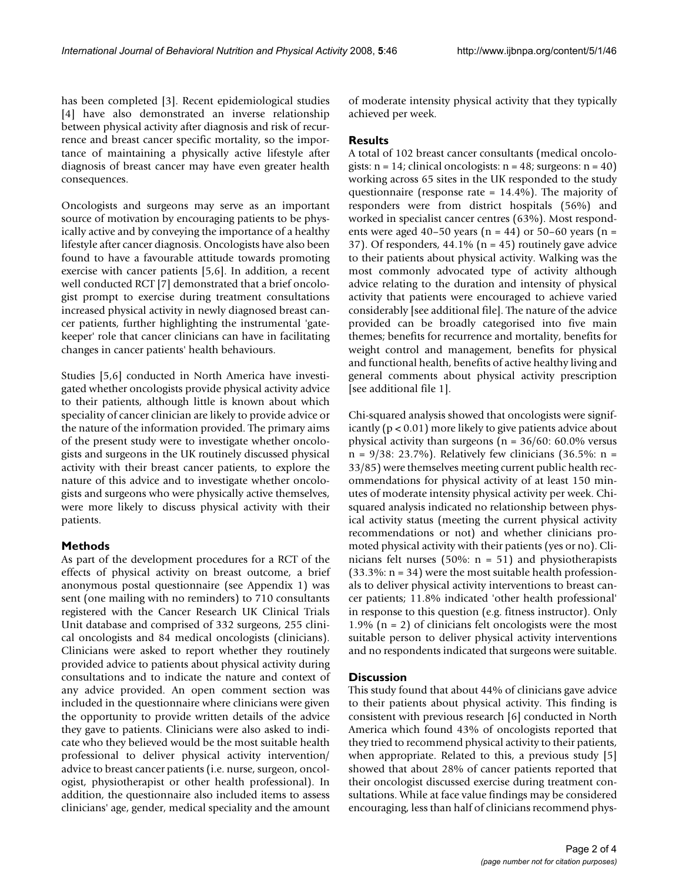has been completed [3]. Recent epidemiological studies [4] have also demonstrated an inverse relationship between physical activity after diagnosis and risk of recurrence and breast cancer specific mortality, so the importance of maintaining a physically active lifestyle after diagnosis of breast cancer may have even greater health consequences.

Oncologists and surgeons may serve as an important source of motivation by encouraging patients to be physically active and by conveying the importance of a healthy lifestyle after cancer diagnosis. Oncologists have also been found to have a favourable attitude towards promoting exercise with cancer patients [5,6]. In addition, a recent well conducted RCT [7] demonstrated that a brief oncologist prompt to exercise during treatment consultations increased physical activity in newly diagnosed breast cancer patients, further highlighting the instrumental 'gatekeeper' role that cancer clinicians can have in facilitating changes in cancer patients' health behaviours.

Studies [5,6] conducted in North America have investigated whether oncologists provide physical activity advice to their patients, although little is known about which speciality of cancer clinician are likely to provide advice or the nature of the information provided. The primary aims of the present study were to investigate whether oncologists and surgeons in the UK routinely discussed physical activity with their breast cancer patients, to explore the nature of this advice and to investigate whether oncologists and surgeons who were physically active themselves, were more likely to discuss physical activity with their patients.

## Methods

As part of the development procedures for a RCT of the effects of physical activity on breast outcome, a brief anonymous postal questionnaire (see Appendix 1) was sent (one mailing with no reminders) to 710 consultants registered with the Cancer Research UK Clinical Trials Unit database and comprised of 332 surgeons, 255 clinical oncologists and 84 medical oncologists (clinicians). Clinicians were asked to report whether they routinely provided advice to patients about physical activity during consultations and to indicate the nature and context of any advice provided. An open comment section was included in the questionnaire where clinicians were given the opportunity to provide written details of the advice they gave to patients. Clinicians were also asked to indicate who they believed would be the most suitable health professional to deliver physical activity intervention/advice to breast cancer patients (i.e. nurse, surgeon, oncologist, physiotherapist or other health professional). In addition, the questionnaire also included items to assess clinicians' age, gender, medical speciality and the amount of moderate intensity physical activity that they typically achieved per week.

## Results

A total of 102 breast cancer consultants (medical oncologists: n = 14; clinical oncologists: n = 48; surgeons: n = 40) working across 65 sites in the UK responded to the study questionnaire (response rate = 14.4%). The majority of responders were from district hospitals (56%) and worked in specialist cancer centres (63%). Most respondents were aged 40–50 years (n = 44) or 50–60 years (n = 37). Of responders, 44.1% (n = 45) routinely gave advice to their patients about physical activity. Walking was the most commonly advocated type of activity although advice relating to the duration and intensity of physical activity that patients were encouraged to achieve varied considerably [see additional file]. The nature of the advice provided can be broadly categorised into five main themes; benefits for recurrence and mortality, benefits for weight control and management, benefits for physical and functional health, benefits of active healthy living and general comments about physical activity prescription [see additional file 1].

Chi-squared analysis showed that oncologists were significantly ($p < 0.01$) more likely to give patients advice about physical activity than surgeons (n = 36/60: 60.0% versus n = 9/38: 23.7%). Relatively few clinicians (36.5%: n = 33/85) were themselves meeting current public health recommendations for physical activity of at least 150 minutes of moderate intensity physical activity per week. Chi-squared analysis indicated no relationship between physical activity status (meeting the current physical activity recommendations or not) and whether clinicians promoted physical activity with their patients (yes or no). Clinicians felt nurses (50%: n = 51) and physiotherapists (33.3%: n = 34) were the most suitable health professionals to deliver physical activity interventions to breast cancer patients; 11.8% indicated 'other health professional' in response to this question (e.g. fitness instructor). Only 1.9% (n = 2) of clinicians felt oncologists were the most suitable person to deliver physical activity interventions and no respondents indicated that surgeons were suitable.

## Discussion

This study found that about 44% of clinicians gave advice to their patients about physical activity. This finding is consistent with previous research [6] conducted in North America which found 43% of oncologists reported that they tried to recommend physical activity to their patients, when appropriate. Related to this, a previous study [5] showed that about 28% of cancer patients reported that their oncologist discussed exercise during treatment consultations. While at face value findings may be considered encouraging, less than half of clinicians recommend phys-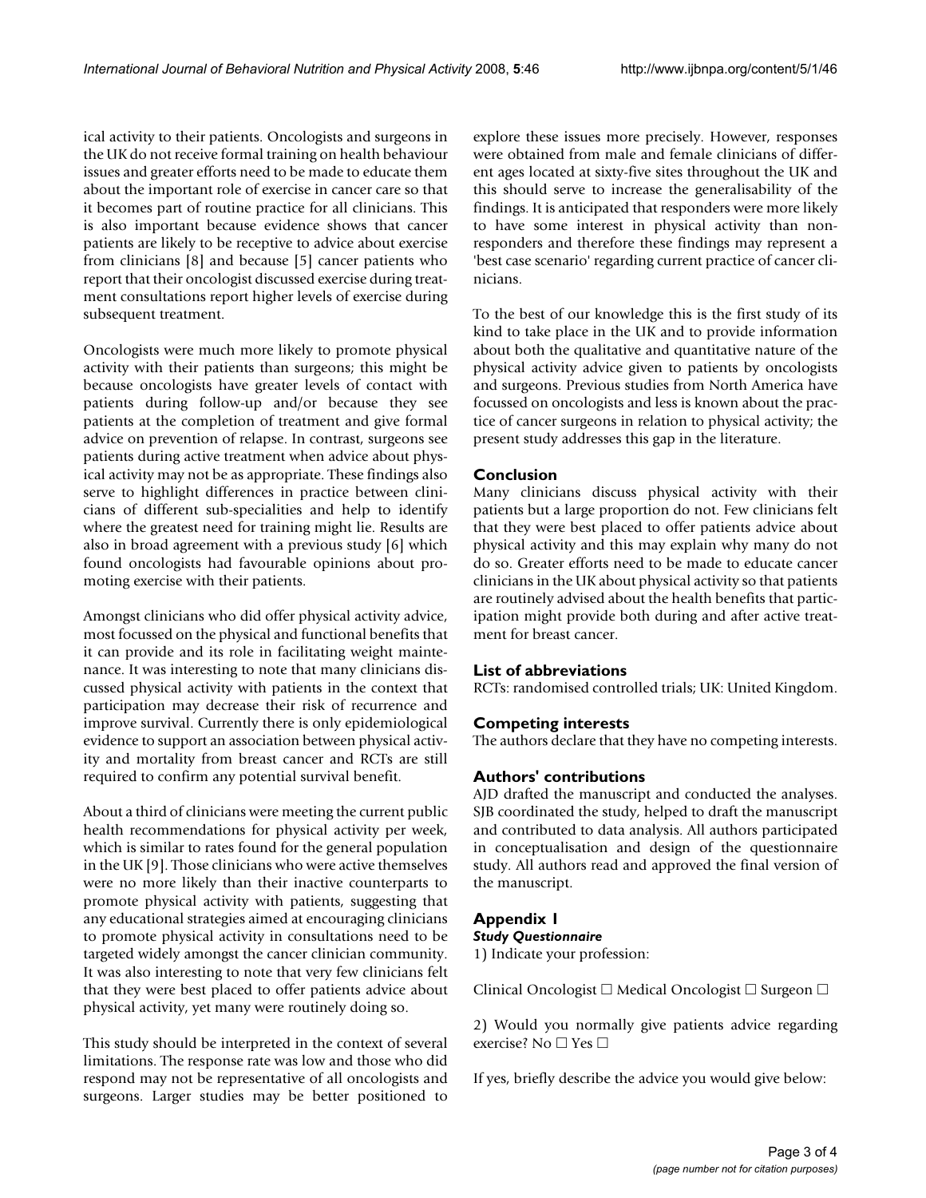ical activity to their patients. Oncologists and surgeons in the UK do not receive formal training on health behaviour issues and greater efforts need to be made to educate them about the important role of exercise in cancer care so that it becomes part of routine practice for all clinicians. This is also important because evidence shows that cancer patients are likely to be receptive to advice about exercise from clinicians [8] and because [5] cancer patients who report that their oncologist discussed exercise during treatment consultations report higher levels of exercise during subsequent treatment.

Oncologists were much more likely to promote physical activity with their patients than surgeons; this might be because oncologists have greater levels of contact with patients during follow-up and/or because they see patients at the completion of treatment and give formal advice on prevention of relapse. In contrast, surgeons see patients during active treatment when advice about physical activity may not be as appropriate. These findings also serve to highlight differences in practice between clinicians of different sub-specialities and help to identify where the greatest need for training might lie. Results are also in broad agreement with a previous study [6] which found oncologists had favourable opinions about promoting exercise with their patients.

Amongst clinicians who did offer physical activity advice, most focussed on the physical and functional benefits that it can provide and its role in facilitating weight maintenance. It was interesting to note that many clinicians discussed physical activity with patients in the context that participation may decrease their risk of recurrence and improve survival. Currently there is only epidemiological evidence to support an association between physical activity and mortality from breast cancer and RCTs are still required to confirm any potential survival benefit.

About a third of clinicians were meeting the current public health recommendations for physical activity per week, which is similar to rates found for the general population in the UK [9]. Those clinicians who were active themselves were no more likely than their inactive counterparts to promote physical activity with patients, suggesting that any educational strategies aimed at encouraging clinicians to promote physical activity in consultations need to be targeted widely amongst the cancer clinician community. It was also interesting to note that very few clinicians felt that they were best placed to offer patients advice about physical activity, yet many were routinely doing so.

This study should be interpreted in the context of several limitations. The response rate was low and those who did respond may not be representative of all oncologists and surgeons. Larger studies may be better positioned to explore these issues more precisely. However, responses were obtained from male and female clinicians of different ages located at sixty-five sites throughout the UK and this should serve to increase the generalisability of the findings. It is anticipated that responders were more likely to have some interest in physical activity than non-responders and therefore these findings may represent a 'best case scenario' regarding current practice of cancer clinicians.

To the best of our knowledge this is the first study of its kind to take place in the UK and to provide information about both the qualitative and quantitative nature of the physical activity advice given to patients by oncologists and surgeons. Previous studies from North America have focussed on oncologists and less is known about the practice of cancer surgeons in relation to physical activity; the present study addresses this gap in the literature.

## Conclusion

Many clinicians discuss physical activity with their patients but a large proportion do not. Few clinicians felt that they were best placed to offer patients advice about physical activity and this may explain why many do not do so. Greater efforts need to be made to educate cancer clinicians in the UK about physical activity so that patients are routinely advised about the health benefits that participation might provide both during and after active treatment for breast cancer.

## List of abbreviations

RCTs: randomised controlled trials; UK: United Kingdom.

## Competing interests

The authors declare that they have no competing interests.

## Authors' contributions

AJD drafted the manuscript and conducted the analyses. SJB coordinated the study, helped to draft the manuscript and contributed to data analysis. All authors participated in conceptualisation and design of the questionnaire study. All authors read and approved the final version of the manuscript.

## Appendix 1

### *Study Questionnaire*

1) Indicate your profession:

Clinical Oncologist ☐ Medical Oncologist ☐ Surgeon ☐

2) Would you normally give patients advice regarding exercise? No ☐ Yes ☐

If yes, briefly describe the advice you would give below: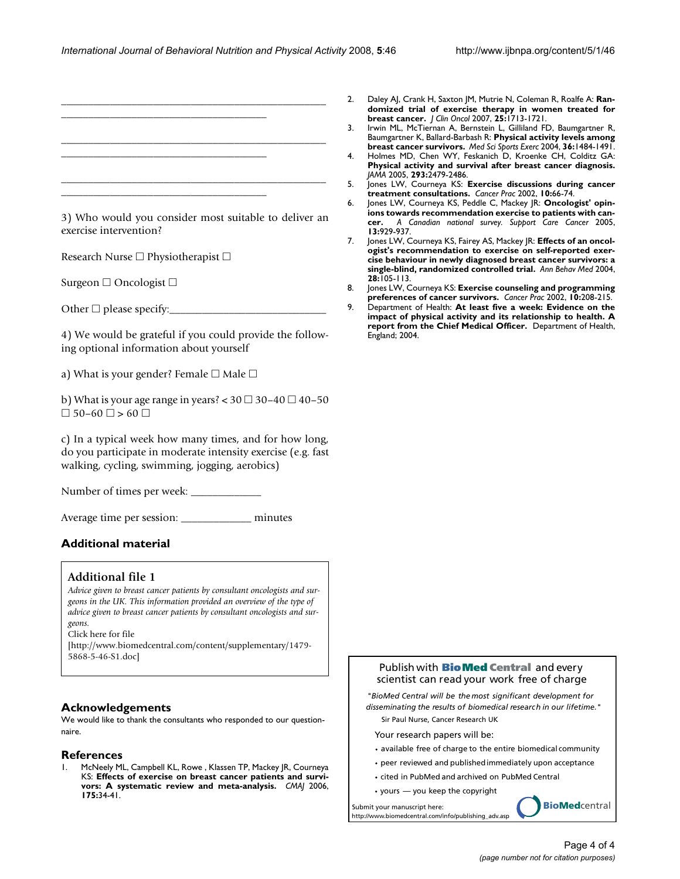\_\_\_\_\_\_\_\_\_\_\_\_\_\_\_\_\_\_\_\_\_\_\_\_\_\_\_\_\_\_\_\_\_\_\_\_\_\_\_\_\_\_\_\_\_\_\_\_\_\_\_\_\_\_\_\_\_\_\_\_\_\_\_\_\_\_\_\_\_\_\_\_\_\_\_\_\_\_\_\_\_\_\_\_\_\_\_\_\_\_\_\_\_\_\_\_\_\_

\_\_\_\_\_\_\_\_\_\_\_\_\_\_\_\_\_\_\_\_\_\_\_\_\_\_\_\_\_\_\_\_\_\_\_\_\_\_\_\_\_\_\_\_\_\_\_\_\_\_\_\_\_\_\_\_\_\_\_\_\_\_\_\_\_\_\_\_\_\_\_\_\_\_\_\_\_\_\_\_\_\_\_\_\_\_\_\_\_\_\_\_\_\_\_\_\_\_

\_\_\_\_\_\_\_\_\_\_\_\_\_\_\_\_\_\_\_\_\_\_\_\_\_\_\_\_\_\_\_\_\_\_\_\_\_\_\_\_\_\_\_\_\_\_\_\_\_\_\_\_\_\_\_\_\_\_\_\_\_\_\_\_\_\_\_\_\_\_\_\_\_\_\_\_\_\_\_\_\_\_\_\_\_\_\_\_\_\_\_\_\_\_\_\_\_\_

3) Who would you consider most suitable to deliver an exercise intervention?

Research Nurse ☐ Physiotherapist ☐

Surgeon ☐ Oncologist ☐

Other ☐ please specify:\_\_\_\_\_\_\_\_\_\_\_\_\_\_\_\_\_\_\_\_\_\_\_\_\_\_\_\_

4) We would be grateful if you could provide the following optional information about yourself

a) What is your gender? Female ☐ Male ☐

b) What is your age range in years? < 30 ☐ 30–40 ☐ 40–50 ☐ 50–60 ☐ > 60 ☐

c) In a typical week how many times, and for how long, do you participate in moderate intensity exercise (e.g. fast walking, cycling, swimming, jogging, aerobics)

Number of times per week: \_\_\_\_\_\_\_\_\_\_\_\_\_

Average time per session: \_\_\_\_\_\_\_\_\_\_\_\_\_ minutes

## Additional material

### Additional file 1

*Advice given to breast cancer patients by consultant oncologists and surgeons in the UK. This information provided an overview of the type of advice given to breast cancer patients by consultant oncologists and surgeons.*
Click here for file
[http://www.biomedcentral.com/content/supplementary/1479-5868-5-46-S1.doc]

## Acknowledgements

We would like to thank the consultants who responded to our questionnaire.

## References

1. McNeely ML, Campbell KL, Rowe , Klassen TP, Mackey JR, Courneya KS: **Effects of exercise on breast cancer patients and survivors: A systematic review and meta-analysis.** *CMAJ* 2006, **175:**34-41.
2. Daley AJ, Crank H, Saxton JM, Mutrie N, Coleman R, Roalfe A: **Randomized trial of exercise therapy in women treated for breast cancer.** *J Clin Oncol* 2007, **25:**1713-1721.
3. Irwin ML, McTiernan A, Bernstein L, Gilliland FD, Baumgartner R, Baumgartner K, Ballard-Barbash R: **Physical activity levels among breast cancer survivors.** *Med Sci Sports Exerc* 2004, **36:**1484-1491.
4. Holmes MD, Chen WY, Feskanich D, Kroenke CH, Colditz GA: **Physical activity and survival after breast cancer diagnosis.** *JAMA* 2005, **293:**2479-2486.
5. Jones LW, Courneya KS: **Exercise discussions during cancer treatment consultations.** *Cancer Prac* 2002, **10:**66-74.
6. Jones LW, Courneya KS, Peddle C, Mackey JR: **Oncologist' opinions towards recommendation exercise to patients with cancer.** *A Canadian national survey. Support Care Cancer* 2005, **13:**929-937.
7. Jones LW, Courneya KS, Fairey AS, Mackey JR: **Effects of an oncologist's recommendation to exercise on self-reported exercise behaviour in newly diagnosed breast cancer survivors: a single-blind, randomized controlled trial.** *Ann Behav Med* 2004, **28:**105-113.
8. Jones LW, Courneya KS: **Exercise counseling and programming preferences of cancer survivors.** *Cancer Prac* 2002, **10:**208-215.
9. Department of Health: **At least five a week: Evidence on the impact of physical activity and its relationship to health. A report from the Chief Medical Officer.** Department of Health, England; 2004.

Publish with **BioMed Central** and every scientist can read your work free of charge

*"BioMed Central will be the most significant development for disseminating the results of biomedical research in our lifetime."*
Sir Paul Nurse, Cancer Research UK

Your research papers will be:

- available free of charge to the entire biomedical community
- peer reviewed and published immediately upon acceptance
- cited in PubMed and archived on PubMed Central
- yours — you keep the copyright

Submit your manuscript here:
http://www.biomedcentral.com/info/publishing_adv.asp

BioMedcentral